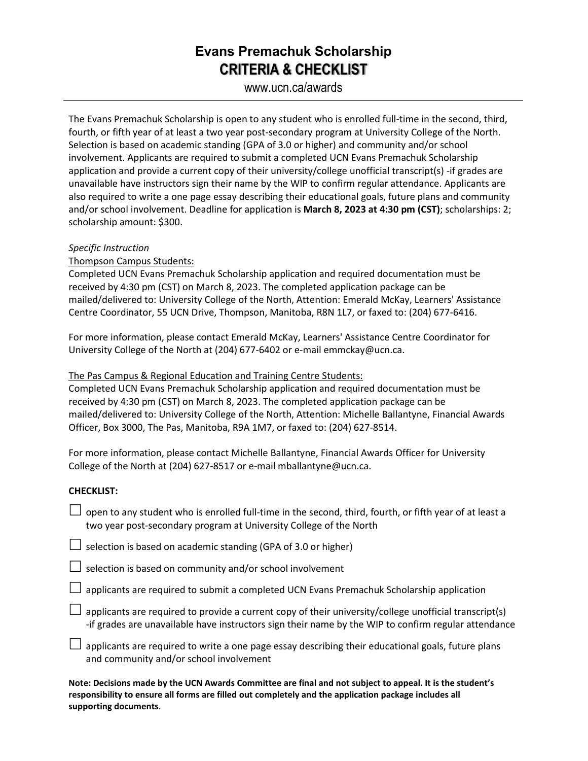# Evans Premachuk Scholarship
## CRITERIA & CHECKLIST

www.ucn.ca/awards

---

The Evans Premachuk Scholarship is open to any student who is enrolled full-time in the second, third, fourth, or fifth year of at least a two year post-secondary program at University College of the North. Selection is based on academic standing (GPA of 3.0 or higher) and community and/or school involvement. Applicants are required to submit a completed UCN Evans Premachuk Scholarship application and provide a current copy of their university/college unofficial transcript(s) -if grades are unavailable have instructors sign their name by the WIP to confirm regular attendance. Applicants are also required to write a one page essay describing their educational goals, future plans and community and/or school involvement. Deadline for application is **March 8, 2023 at 4:30 pm (CST)**; scholarships: 2; scholarship amount: $300.

*Specific Instruction*

Thompson Campus Students:

Completed UCN Evans Premachuk Scholarship application and required documentation must be received by 4:30 pm (CST) on March 8, 2023. The completed application package can be mailed/delivered to: University College of the North, Attention: Emerald McKay, Learners' Assistance Centre Coordinator, 55 UCN Drive, Thompson, Manitoba, R8N 1L7, or faxed to: (204) 677-6416.

For more information, please contact Emerald McKay, Learners' Assistance Centre Coordinator for University College of the North at (204) 677-6402 or e-mail emmckay@ucn.ca.

The Pas Campus & Regional Education and Training Centre Students:

Completed UCN Evans Premachuk Scholarship application and required documentation must be received by 4:30 pm (CST) on March 8, 2023. The completed application package can be mailed/delivered to: University College of the North, Attention: Michelle Ballantyne, Financial Awards Officer, Box 3000, The Pas, Manitoba, R9A 1M7, or faxed to: (204) 627-8514.

For more information, please contact Michelle Ballantyne, Financial Awards Officer for University College of the North at (204) 627-8517 or e-mail mballantyne@ucn.ca.

**CHECKLIST:**

- ☐ open to any student who is enrolled full-time in the second, third, fourth, or fifth year of at least a two year post-secondary program at University College of the North
- ☐ selection is based on academic standing (GPA of 3.0 or higher)
- ☐ selection is based on community and/or school involvement
- ☐ applicants are required to submit a completed UCN Evans Premachuk Scholarship application
- ☐ applicants are required to provide a current copy of their university/college unofficial transcript(s) -if grades are unavailable have instructors sign their name by the WIP to confirm regular attendance
- ☐ applicants are required to write a one page essay describing their educational goals, future plans and community and/or school involvement

**Note: Decisions made by the UCN Awards Committee are final and not subject to appeal. It is the student's responsibility to ensure all forms are filled out completely and the application package includes all supporting documents**.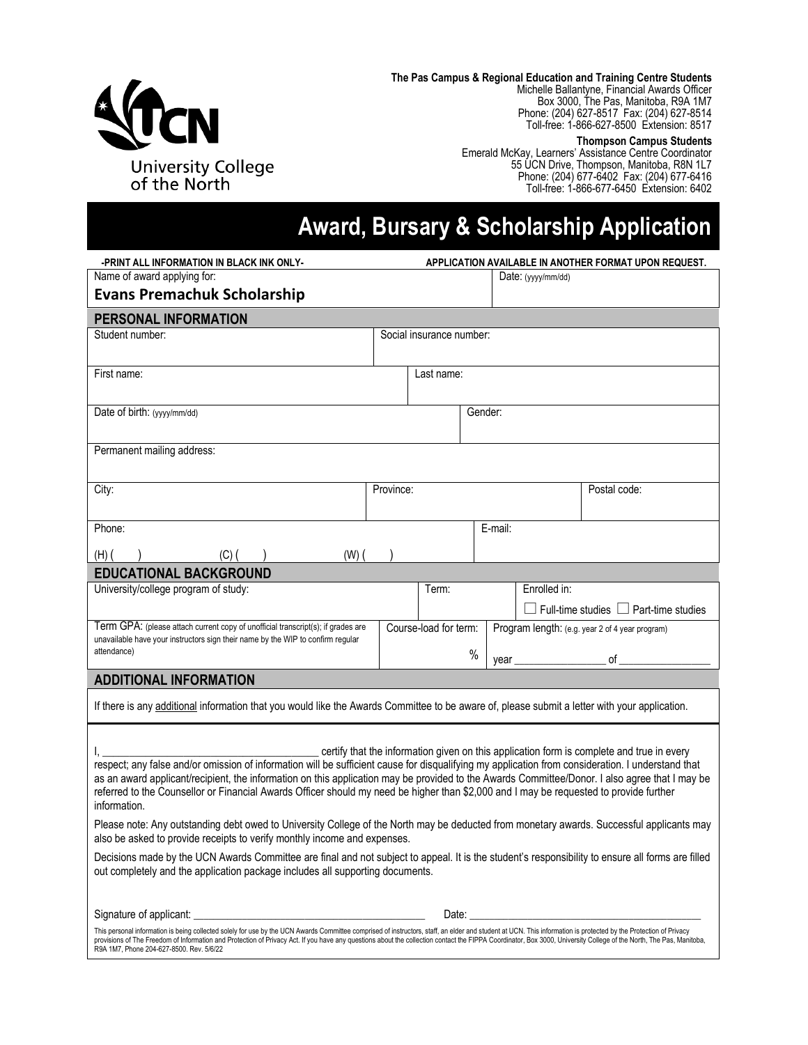University College of the North

**The Pas Campus & Regional Education and Training Centre Students**
Michelle Ballantyne, Financial Awards Officer
Box 3000, The Pas, Manitoba, R9A 1M7
Phone: (204) 627-8517 Fax: (204) 627-8514
Toll-free: 1-866-627-8500 Extension: 8517

**Thompson Campus Students**
Emerald McKay, Learners' Assistance Centre Coordinator
55 UCN Drive, Thompson, Manitoba, R8N 1L7
Phone: (204) 677-6402 Fax: (204) 677-6416
Toll-free: 1-866-677-6450 Extension: 6402

# Award, Bursary & Scholarship Application

**-PRINT ALL INFORMATION IN BLACK INK ONLY-** **APPLICATION AVAILABLE IN ANOTHER FORMAT UPON REQUEST.**

| | |
|---|---|
| Name of award applying for: **Evans Premachuk Scholarship** | Date: (yyyy/mm/dd) |

## PERSONAL INFORMATION

| | | |
|---|---|---|
| Student number: | Social insurance number: | |
| First name: | Last name: | |
| Date of birth: (yyyy/mm/dd) | Gender: | |
| Permanent mailing address: | | |
| City: | Province: | Postal code: |
| Phone: (H) ( ) (C) ( ) (W) ( ) | E-mail: | |

## EDUCATIONAL BACKGROUND

| | | |
|---|---|---|
| University/college program of study: | Term: | Enrolled in: ☐ Full-time studies ☐ Part-time studies |
| Term GPA: (please attach current copy of unofficial transcript(s); if grades are unavailable have your instructors sign their name by the WIP to confirm regular attendance) | Course-load for term: % | Program length: (e.g. year 2 of 4 year program) year ________ of ________ |

## ADDITIONAL INFORMATION

If there is any additional information that you would like the Awards Committee to be aware of, please submit a letter with your application.

I, ______________________________ certify that the information given on this application form is complete and true in every respect; any false and/or omission of information will be sufficient cause for disqualifying my application from consideration. I understand that as an award applicant/recipient, the information on this application may be provided to the Awards Committee/Donor. I also agree that I may be referred to the Counsellor or Financial Awards Officer should my need be higher than $2,000 and I may be requested to provide further information.

Please note: Any outstanding debt owed to University College of the North may be deducted from monetary awards. Successful applicants may also be asked to provide receipts to verify monthly income and expenses.

Decisions made by the UCN Awards Committee are final and not subject to appeal. It is the student's responsibility to ensure all forms are filled out completely and the application package includes all supporting documents.

Signature of applicant: ______________________________ Date: ______________________________

This personal information is being collected solely for use by the UCN Awards Committee comprised of instructors, staff, an elder and student at UCN. This information is protected by the Protection of Privacy provisions of The Freedom of Information and Protection of Privacy Act. If you have any questions about the collection contact the FIPPA Coordinator, Box 3000, University College of the North, The Pas, Manitoba, R9A 1M7, Phone 204-627-8500. Rev. 5/6/22